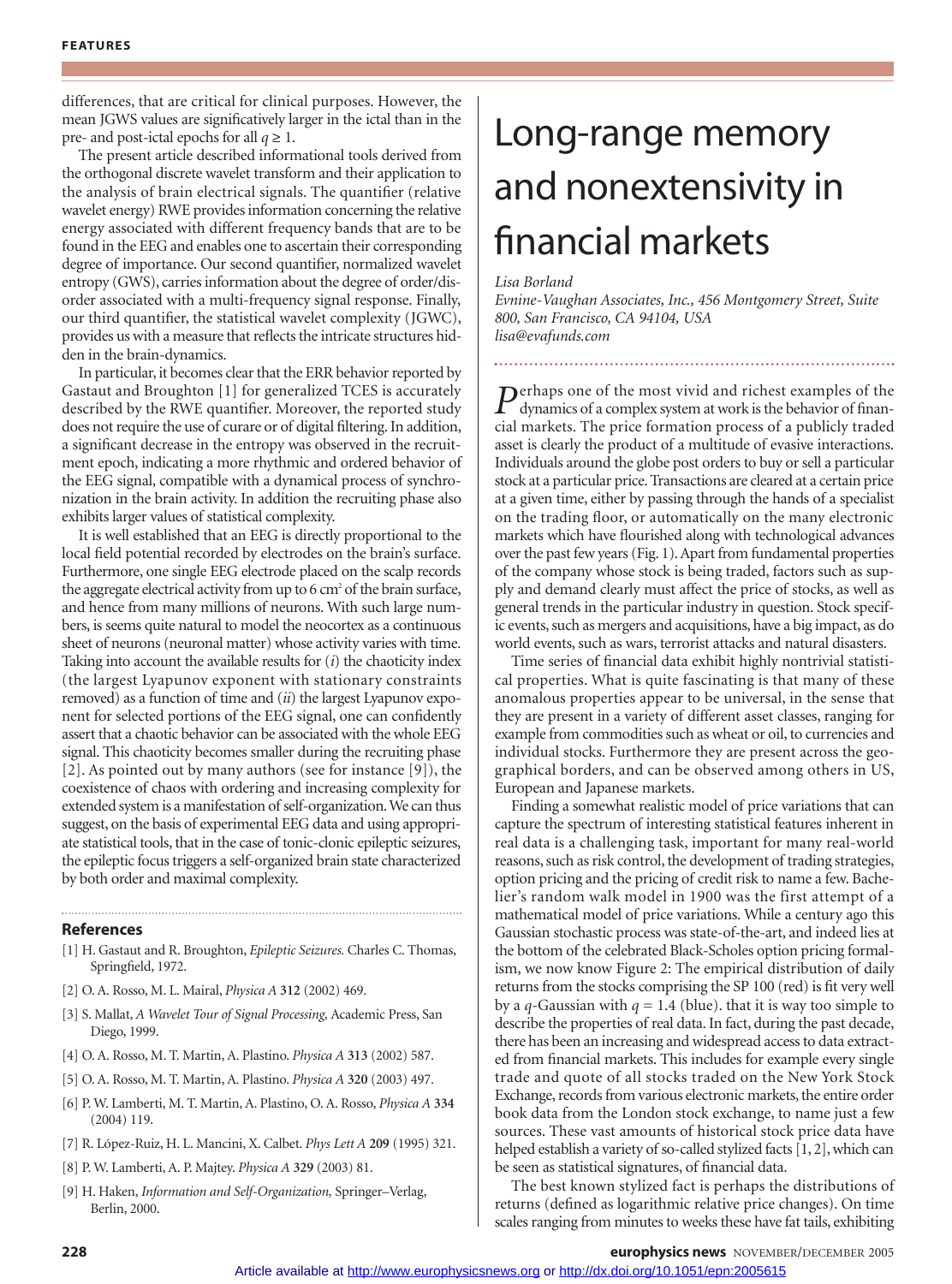differences, that are critical for clinical purposes. However, the mean JGWS values are significatively larger in the ictal than in the pre- and post-ictal epochs for all $q \geq 1$.

The present article described informational tools derived from the orthogonal discrete wavelet transform and their application to the analysis of brain electrical signals. The quantifier (relative wavelet energy) RWE provides information concerning the relative energy associated with different frequency bands that are to be found in the EEG and enables one to ascertain their corresponding degree of importance. Our second quantifier, normalized wavelet entropy (GWS), carries information about the degree of order/disorder associated with a multi-frequency signal response. Finally, our third quantifier, the statistical wavelet complexity (JGWC), provides us with a measure that reflects the intricate structures hidden in the brain-dynamics.

In particular, it becomes clear that the ERR behavior reported by Gastaut and Broughton [1] for generalized TCES is accurately described by the RWE quantifier. Moreover, the reported study does not require the use of curare or of digital filtering. In addition, a significant decrease in the entropy was observed in the recruitment epoch, indicating a more rhythmic and ordered behavior of the EEG signal, compatible with a dynamical process of synchronization in the brain activity. In addition the recruiting phase also exhibits larger values of statistical complexity.

It is well established that an EEG is directly proportional to the local field potential recorded by electrodes on the brain's surface. Furthermore, one single EEG electrode placed on the scalp records the aggregate electrical activity from up to 6 cm$^2$ of the brain surface, and hence from many millions of neurons. With such large numbers, is seems quite natural to model the neocortex as a continuous sheet of neurons (neuronal matter) whose activity varies with time. Taking into account the available results for (*i*) the chaoticity index (the largest Lyapunov exponent with stationary constraints removed) as a function of time and (*ii*) the largest Lyapunov exponent for selected portions of the EEG signal, one can confidently assert that a chaotic behavior can be associated with the whole EEG signal. This chaoticity becomes smaller during the recruiting phase [2]. As pointed out by many authors (see for instance [9]), the coexistence of chaos with ordering and increasing complexity for extended system is a manifestation of self-organization. We can thus suggest, on the basis of experimental EEG data and using appropriate statistical tools, that in the case of tonic-clonic epileptic seizures, the epileptic focus triggers a self-organized brain state characterized by both order and maximal complexity.

## References

[1] H. Gastaut and R. Broughton, *Epileptic Seizures.* Charles C. Thomas, Springfield, 1972.

[2] O. A. Rosso, M. L. Mairal, *Physica A* **312** (2002) 469.

[3] S. Mallat, *A Wavelet Tour of Signal Processing,* Academic Press, San Diego, 1999.

[4] O. A. Rosso, M. T. Martin, A. Plastino. *Physica A* **313** (2002) 587.

[5] O. A. Rosso, M. T. Martin, A. Plastino. *Physica A* **320** (2003) 497.

[6] P. W. Lamberti, M. T. Martin, A. Plastino, O. A. Rosso, *Physica A* **334** (2004) 119.

[7] R. López-Ruiz, H. L. Mancini, X. Calbet. *Phys Lett A* **209** (1995) 321.

[8] P. W. Lamberti, A. P. Majtey. *Physica A* **329** (2003) 81.

[9] H. Haken, *Information and Self-Organization,* Springer–Verlag, Berlin, 2000.

# Long-range memory and nonextensivity in financial markets

*Lisa Borland*
*Evnine-Vaughan Associates, Inc., 456 Montgomery Street, Suite 800, San Francisco, CA 94104, USA*
*lisa@evafunds.com*

Perhaps one of the most vivid and richest examples of the dynamics of a complex system at work is the behavior of financial markets. The price formation process of a publicly traded asset is clearly the product of a multitude of evasive interactions. Individuals around the globe post orders to buy or sell a particular stock at a particular price. Transactions are cleared at a certain price at a given time, either by passing through the hands of a specialist on the trading floor, or automatically on the many electronic markets which have flourished along with technological advances over the past few years (Fig. 1). Apart from fundamental properties of the company whose stock is being traded, factors such as supply and demand clearly must affect the price of stocks, as well as general trends in the particular industry in question. Stock specific events, such as mergers and acquisitions, have a big impact, as do world events, such as wars, terrorist attacks and natural disasters.

Time series of financial data exhibit highly nontrivial statistical properties. What is quite fascinating is that many of these anomalous properties appear to be universal, in the sense that they are present in a variety of different asset classes, ranging for example from commodities such as wheat or oil, to currencies and individual stocks. Furthermore they are present across the geographical borders, and can be observed among others in US, European and Japanese markets.

Finding a somewhat realistic model of price variations that can capture the spectrum of interesting statistical features inherent in real data is a challenging task, important for many real-world reasons, such as risk control, the development of trading strategies, option pricing and the pricing of credit risk to name a few. Bachelier's random walk model in 1900 was the first attempt of a mathematical model of price variations. While a century ago this Gaussian stochastic process was state-of-the-art, and indeed lies at the bottom of the celebrated Black-Scholes option pricing formalism, we now know Figure 2: The empirical distribution of daily returns from the stocks comprising the SP 100 (red) is fit very well by a $q$-Gaussian with $q = 1.4$ (blue). that it is way too simple to describe the properties of real data. In fact, during the past decade, there has been an increasing and widespread access to data extracted from financial markets. This includes for example every single trade and quote of all stocks traded on the New York Stock Exchange, records from various electronic markets, the entire order book data from the London stock exchange, to name just a few sources. These vast amounts of historical stock price data have helped establish a variety of so-called stylized facts [1, 2], which can be seen as statistical signatures, of financial data.

The best known stylized fact is perhaps the distributions of returns (defined as logarithmic relative price changes). On time scales ranging from minutes to weeks these have fat tails, exhibiting

Article available at http://www.europhysicsnews.org or http://dx.doi.org/10.1051/epn:2005615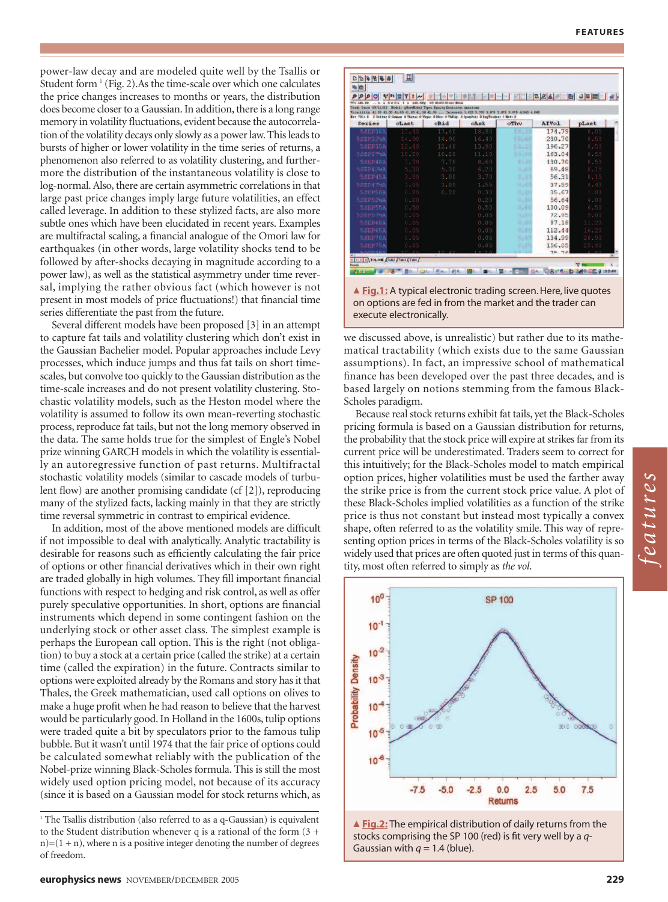power-law decay and are modeled quite well by the Tsallis or Student form [1] (Fig. 2).As the time-scale over which one calculates the price changes increases to months or years, the distribution does become closer to a Gaussian. In addition, there is a long range memory in volatility fluctuations, evident because the autocorrelation of the volatility decays only slowly as a power law. This leads to bursts of higher or lower volatility in the time series of returns, a phenomenon also referred to as volatility clustering, and furthermore the distribution of the instantaneous volatility is close to log-normal. Also, there are certain asymmetric correlations in that large past price changes imply large future volatilities, an effect called leverage. In addition to these stylized facts, are also more subtle ones which have been elucidated in recent years. Examples are multifractal scaling, a financial analogue of the Omori law for earthquakes (in other words, large volatility shocks tend to be followed by after-shocks decaying in magnitude according to a power law), as well as the statistical asymmetry under time reversal, implying the rather obvious fact (which however is not present in most models of price fluctuations!) that financial time series differentiate the past from the future.

Several different models have been proposed [3] in an attempt to capture fat tails and volatility clustering which don't exist in the Gaussian Bachelier model. Popular approaches include Levy processes, which induce jumps and thus fat tails on short timescales, but convolve too quickly to the Gaussian distribution as the time-scale increases and do not present volatility clustering. Stochastic volatility models, such as the Heston model where the volatility is assumed to follow its own mean-reverting stochastic process, reproduce fat tails, but not the long memory observed in the data. The same holds true for the simplest of Engle's Nobel prize winning GARCH models in which the volatility is essentially an autoregressive function of past returns. Multifractal stochastic volatility models (similar to cascade models of turbulent flow) are another promising candidate (cf [2]), reproducing many of the stylized facts, lacking mainly in that they are strictly time reversal symmetric in contrast to empirical evidence.

In addition, most of the above mentioned models are difficult if not impossible to deal with analytically. Analytic tractability is desirable for reasons such as efficiently calculating the fair price of options or other financial derivatives which in their own right are traded globally in high volumes. They fill important financial functions with respect to hedging and risk control, as well as offer purely speculative opportunities. In short, options are financial instruments which depend in some contingent fashion on the underlying stock or other asset class. The simplest example is perhaps the European call option. This is the right (not obligation) to buy a stock at a certain price (called the strike) at a certain time (called the expiration) in the future. Contracts similar to options were exploited already by the Romans and story has it that Thales, the Greek mathematician, used call options on olives to make a huge profit when he had reason to believe that the harvest would be particularly good. In Holland in the 1600s, tulip options were traded quite a bit by speculators prior to the famous tulip bubble. But it wasn't until 1974 that the fair price of options could be calculated somewhat reliably with the publication of the Nobel-prize winning Black-Scholes formula. This is still the most widely used option pricing model, not because of its accuracy (since it is based on a Gaussian model for stock returns which, as we discussed above, is unrealistic) but rather due to its mathematical tractability (which exists due to the same Gaussian assumptions). In fact, an impressive school of mathematical finance has been developed over the past three decades, and is based largely on notions stemming from the famous Black-Scholes paradigm.

Because real stock returns exhibit fat tails, yet the Black-Scholes pricing formula is based on a Gaussian distribution for returns, the probability that the stock price will expire at strikes far from its current price will be underestimated. Traders seem to correct for this intuitively; for the Black-Scholes model to match empirical option prices, higher volatilities must be used the farther away the strike price is from the current stock price value. A plot of these Black-Scholes implied volatilities as a function of the strike price is thus not constant but instead most typically a convex shape, often referred to as the volatility smile. This way of representing option prices in terms of the Black-Scholes volatility is so widely used that prices are often quoted just in terms of this quantity, most often referred to as simply as *the vol*.

▲ **Fig.1:** A typical electronic trading screen. Here, live quotes on options are fed in from the market and the trader can execute electronically.

SP 100

Probability Density

$10^0$
$10^{-1}$
$10^{-2}$
$10^{-3}$
$10^{-4}$
$10^{-5}$
$10^{-6}$

-7.5 -5.0 -2.5 0.0 2.5 5.0 7.5

Returns

▲ **Fig.2:** The empirical distribution of daily returns from the stocks comprising the SP 100 (red) is fit very well by a $q$-Gaussian with $q = 1.4$ (blue).

[1] The Tsallis distribution (also referred to as a q-Gaussian) is equivalent to the Student distribution whenever q is a rational of the form $(3 + n)=(1 + n)$, where n is a positive integer denoting the number of degrees of freedom.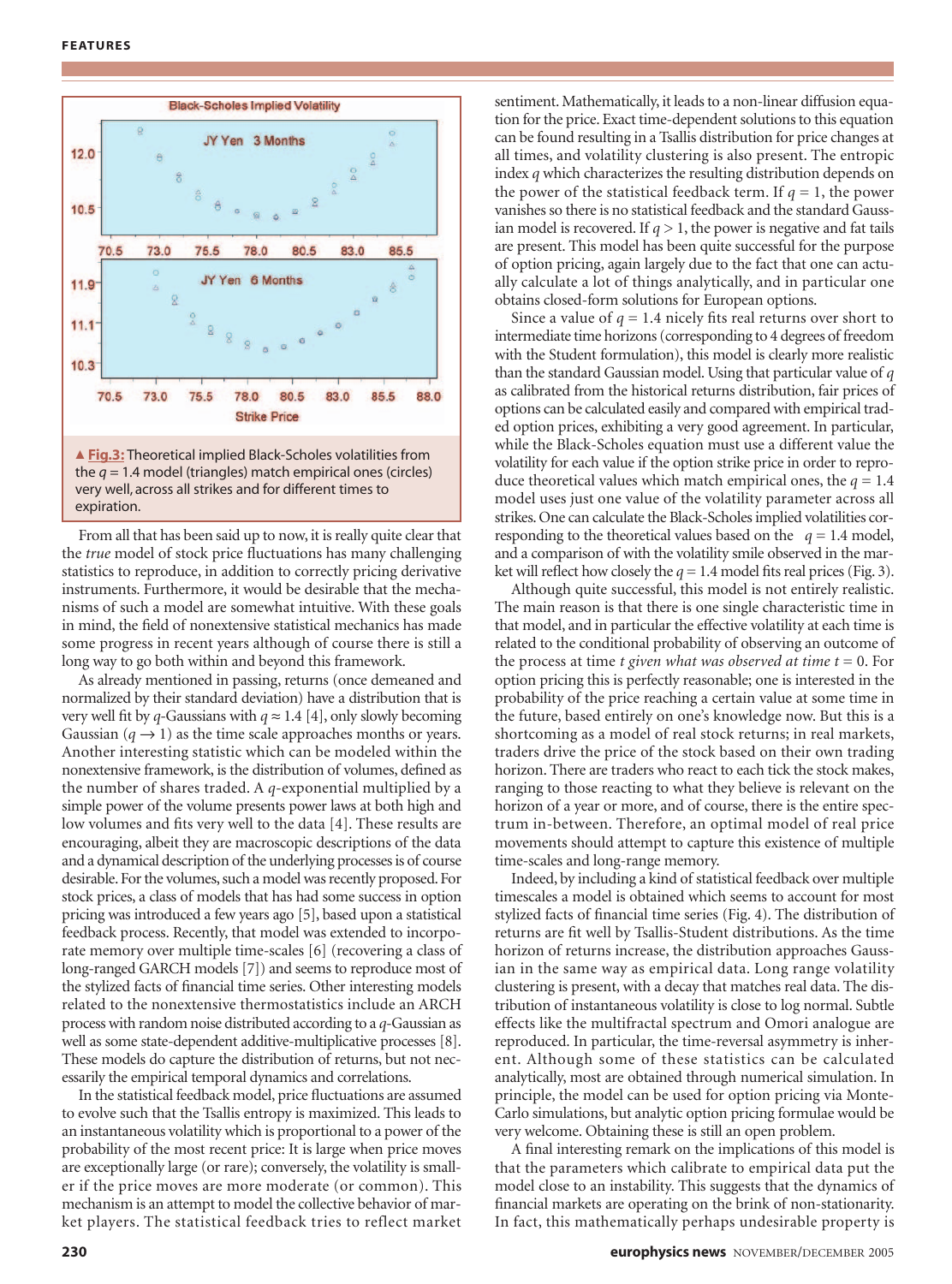▲ **Fig.3:** Theoretical implied Black-Scholes volatilities from the $q = 1.4$ model (triangles) match empirical ones (circles) very well, across all strikes and for different times to expiration.

From all that has been said up to now, it is really quite clear that the *true* model of stock price fluctuations has many challenging statistics to reproduce, in addition to correctly pricing derivative instruments. Furthermore, it would be desirable that the mechanisms of such a model are somewhat intuitive. With these goals in mind, the field of nonextensive statistical mechanics has made some progress in recent years although of course there is still a long way to go both within and beyond this framework.

As already mentioned in passing, returns (once demeaned and normalized by their standard deviation) have a distribution that is very well fit by $q$-Gaussians with $q \approx 1.4$ [4], only slowly becoming Gaussian ($q \to 1$) as the time scale approaches months or years. Another interesting statistic which can be modeled within the nonextensive framework, is the distribution of volumes, defined as the number of shares traded. A $q$-exponential multiplied by a simple power of the volume presents power laws at both high and low volumes and fits very well to the data [4]. These results are encouraging, albeit they are macroscopic descriptions of the data and a dynamical description of the underlying processes is of course desirable. For the volumes, such a model was recently proposed. For stock prices, a class of models that has had some success in option pricing was introduced a few years ago [5], based upon a statistical feedback process. Recently, that model was extended to incorporate memory over multiple time-scales [6] (recovering a class of long-ranged GARCH models [7]) and seems to reproduce most of the stylized facts of financial time series. Other interesting models related to the nonextensive thermostatistics include an ARCH process with random noise distributed according to a $q$-Gaussian as well as some state-dependent additive-multiplicative processes [8]. These models do capture the distribution of returns, but not necessarily the empirical temporal dynamics and correlations.

In the statistical feedback model, price fluctuations are assumed to evolve such that the Tsallis entropy is maximized. This leads to an instantaneous volatility which is proportional to a power of the probability of the most recent price: It is large when price moves are exceptionally large (or rare); conversely, the volatility is smaller if the price moves are more moderate (or common). This mechanism is an attempt to model the collective behavior of market players. The statistical feedback tries to reflect market sentiment. Mathematically, it leads to a non-linear diffusion equation for the price. Exact time-dependent solutions to this equation can be found resulting in a Tsallis distribution for price changes at all times, and volatility clustering is also present. The entropic index $q$ which characterizes the resulting distribution depends on the power of the statistical feedback term. If $q = 1$, the power vanishes so there is no statistical feedback and the standard Gaussian model is recovered. If $q > 1$, the power is negative and fat tails are present. This model has been quite successful for the purpose of option pricing, again largely due to the fact that one can actually calculate a lot of things analytically, and in particular one obtains closed-form solutions for European options.

Since a value of $q = 1.4$ nicely fits real returns over short to intermediate time horizons (corresponding to 4 degrees of freedom with the Student formulation), this model is clearly more realistic than the standard Gaussian model. Using that particular value of $q$ as calibrated from the historical returns distribution, fair prices of options can be calculated easily and compared with empirical traded option prices, exhibiting a very good agreement. In particular, while the Black-Scholes equation must use a different value the volatility for each value if the option strike price in order to reproduce theoretical values which match empirical ones, the $q = 1.4$ model uses just one value of the volatility parameter across all strikes. One can calculate the Black-Scholes implied volatilities corresponding to the theoretical values based on the $q = 1.4$ model, and a comparison of with the volatility smile observed in the market will reflect how closely the $q = 1.4$ model fits real prices (Fig. 3).

Although quite successful, this model is not entirely realistic. The main reason is that there is one single characteristic time in that model, and in particular the effective volatility at each time is related to the conditional probability of observing an outcome of the process at time $t$ *given what was observed at time* $t = 0$. For option pricing this is perfectly reasonable; one is interested in the probability of the price reaching a certain value at some time in the future, based entirely on one's knowledge now. But this is a shortcoming as a model of real stock returns; in real markets, traders drive the price of the stock based on their own trading horizon. There are traders who react to each tick the stock makes, ranging to those reacting to what they believe is relevant on the horizon of a year or more, and of course, there is the entire spectrum in-between. Therefore, an optimal model of real price movements should attempt to capture this existence of multiple time-scales and long-range memory.

Indeed, by including a kind of statistical feedback over multiple timescales a model is obtained which seems to account for most stylized facts of financial time series (Fig. 4). The distribution of returns are fit well by Tsallis-Student distributions. As the time horizon of returns increase, the distribution approaches Gaussian in the same way as empirical data. Long range volatility clustering is present, with a decay that matches real data. The distribution of instantaneous volatility is close to log normal. Subtle effects like the multifractal spectrum and Omori analogue are reproduced. In particular, the time-reversal asymmetry is inherent. Although some of these statistics can be calculated analytically, most are obtained through numerical simulation. In principle, the model can be used for option pricing via Monte-Carlo simulations, but analytic option pricing formulae would be very welcome. Obtaining these is still an open problem.

A final interesting remark on the implications of this model is that the parameters which calibrate to empirical data put the model close to an instability. This suggests that the dynamics of financial markets are operating on the brink of non-stationarity. In fact, this mathematically perhaps undesirable property is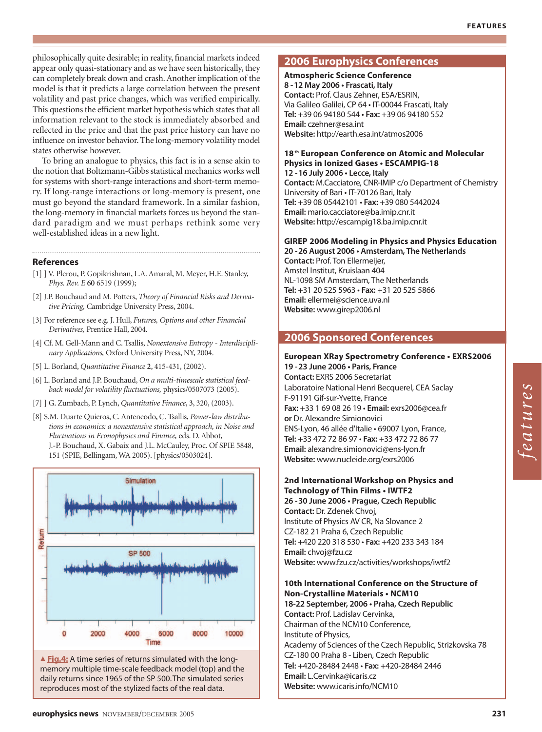philosophically quite desirable; in reality, financial markets indeed appear only quasi-stationary and as we have seen historically, they can completely break down and crash. Another implication of the model is that it predicts a large correlation between the present volatility and past price changes, which was verified empirically. This questions the efficient market hypothesis which states that all information relevant to the stock is immediately absorbed and reflected in the price and that the past price history can have no influence on investor behavior. The long-memory volatility model states otherwise however.

To bring an analogue to physics, this fact is in a sense akin to the notion that Boltzmann-Gibbs statistical mechanics works well for systems with short-range interactions and short-term memory. If long-range interactions or long-memory is present, one must go beyond the standard framework. In a similar fashion, the long-memory in financial markets forces us beyond the standard paradigm and we must perhaps rethink some very well-established ideas in a new light.

## References

[1] ] V. Plerou, P. Gopikrishnan, L.A. Amaral, M. Meyer, H.E. Stanley, *Phys. Rev. E* **60** 6519 (1999);

[2] J.P. Bouchaud and M. Potters, *Theory of Financial Risks and Derivative Pricing,* Cambridge University Press, 2004.

[3] For reference see e.g. J. Hull, *Futures, Options and other Financial Derivatives,* Prentice Hall, 2004.

[4] Cf. M. Gell-Mann and C. Tsallis, *Nonextensive Entropy - Interdisciplinary Applications,* Oxford University Press, NY, 2004.

[5] L. Borland, *Quantitative Finance* **2**, 415-431, (2002).

[6] L. Borland and J.P. Bouchaud, *On a multi-timescale statistical feedback model for volatility fluctuations,* physics/0507073 (2005).

[7] ] G. Zumbach, P. Lynch, *Quantitative Finance*, **3**, 320, (2003).

[8] S.M. Duarte Quieros, C. Anteneodo, C. Tsallis, *Power-law distributions in economics: a nonextensive statistical approach, in Noise and Fluctuations in Econophysics and Finance,* eds. D. Abbot, J.-P. Bouchaud, X. Gabaix and J.L. McCauley, Proc. Of SPIE 5848, 151 (SPIE, Bellingam, WA 2005). [physics/0503024].

Simulation

SP 500

Return

0 2000 4000 6000 8000 10000

Time

▲ **Fig.4:** A time series of returns simulated with the long-memory multiple time-scale feedback model (top) and the daily returns since 1965 of the SP 500. The simulated series reproduces most of the stylized facts of the real data.

## 2006 Europhysics Conferences

**Atmospheric Science Conference**
**8 - 12 May 2006 • Frascati, Italy**
**Contact:** Prof. Claus Zehner, ESA/ESRIN,
Via Galileo Galilei, CP 64 • IT-00044 Frascati, Italy
**Tel:** +39 06 94180 544 • **Fax:** +39 06 94180 552
**Email:** czehner@esa.int
**Website:** http://earth.esa.int/atmos2006

**18th European Conference on Atomic and Molecular Physics in Ionized Gases • ESCAMPIG-18**
**12 - 16 July 2006 • Lecce, Italy**
**Contact:** M.Cacciatore, CNR-IMIP c/o Department of Chemistry University of Bari • IT-70126 Bari, Italy
**Tel:** +39 08 05442101 • **Fax:** +39 080 5442024
**Email:** mario.cacciatore@ba.imip.cnr.it
**Website:** http://escampig18.ba.imip.cnr.it

**GIREP 2006 Modeling in Physics and Physics Education**
**20 - 26 August 2006 • Amsterdam, The Netherlands**
**Contact:** Prof. Ton Ellermeijer,
Amstel Instituut, Kruislaan 404
NL-1098 SM Amsterdam, The Netherlands
**Tel:** +31 20 525 5963 • **Fax:** +31 20 525 5866
**Email:** ellermei@science.uva.nl
**Website:** www.girep2006.nl

## 2006 Sponsored Conferences

**European XRay Spectrometry Conference • EXRS2006**
**19 - 23 June 2006 • Paris, France**
**Contact:** EXRS 2006 Secretariat
Laboratoire National Henri Becquerel, CEA Saclay
F-91191 Gif-sur-Yvette, France
**Fax:** +33 1 69 08 26 19 • **Email:** exrs2006@cea.fr
**or** Dr. Alexandre Simionovici
ENS-Lyon, 46 allée d'Italie • 69007 Lyon, France,
**Tel:** +33 472 72 86 97 • **Fax:** +33 472 72 86 77
**Email:** alexandre.simionovici@ens-lyon.fr
**Website:** www.nucleide.org/exrs2006

**2nd International Workshop on Physics and Technology of Thin Films • IWTF2**
**26 - 30 June 2006 • Prague, Czech Republic**
**Contact:** Dr. Zdenek Chvoj,
Institute of Physics AV CR, Na Slovance 2
CZ-182 21 Praha 6, Czech Republic
**Tel:** +420 220 318 530 • **Fax:** +420 233 343 184
**Email:** chvoj@fzu.cz
**Website:** www.fzu.cz/activities/workshops/iwtf2

**10th International Conference on the Structure of Non-Crystalline Materials • NCM10**
**18-22 September, 2006 • Praha, Czech Republic**
**Contact:** Prof. Ladislav Cervinka,
Chairman of the NCM10 Conference,
Institute of Physics,
Academy of Sciences of the Czech Republic, Strizkovska 78
CZ-180 00 Praha 8 - Liben, Czech Republic
**Tel:** +420-28484 2448 • **Fax:** +420-28484 2446
**Email:** L.Cervinka@icaris.cz
**Website:** www.icaris.info/NCM10